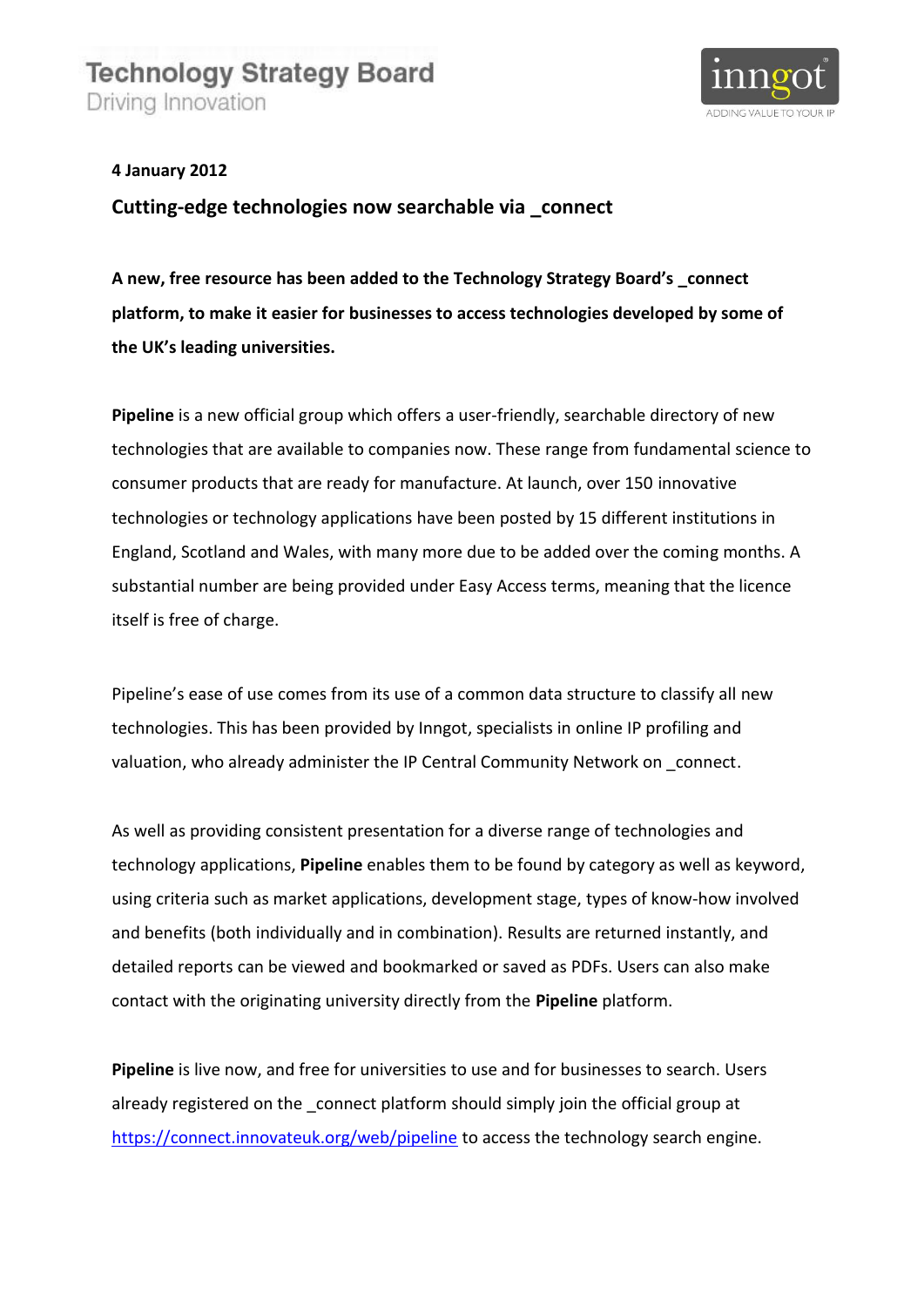Technology Strategy Board
Driving Innovation

inngot
ADDING VALUE TO YOUR IP

**4 January 2012**

## Cutting-edge technologies now searchable via _connect

**A new, free resource has been added to the Technology Strategy Board's _connect platform, to make it easier for businesses to access technologies developed by some of the UK's leading universities.**

**Pipeline** is a new official group which offers a user-friendly, searchable directory of new technologies that are available to companies now. These range from fundamental science to consumer products that are ready for manufacture. At launch, over 150 innovative technologies or technology applications have been posted by 15 different institutions in England, Scotland and Wales, with many more due to be added over the coming months. A substantial number are being provided under Easy Access terms, meaning that the licence itself is free of charge.

Pipeline's ease of use comes from its use of a common data structure to classify all new technologies. This has been provided by Inngot, specialists in online IP profiling and valuation, who already administer the IP Central Community Network on _connect.

As well as providing consistent presentation for a diverse range of technologies and technology applications, **Pipeline** enables them to be found by category as well as keyword, using criteria such as market applications, development stage, types of know-how involved and benefits (both individually and in combination). Results are returned instantly, and detailed reports can be viewed and bookmarked or saved as PDFs. Users can also make contact with the originating university directly from the **Pipeline** platform.

**Pipeline** is live now, and free for universities to use and for businesses to search. Users already registered on the _connect platform should simply join the official group at [https://connect.innovateuk.org/web/pipeline](https://connect.innovateuk.org/web/pipeline) to access the technology search engine.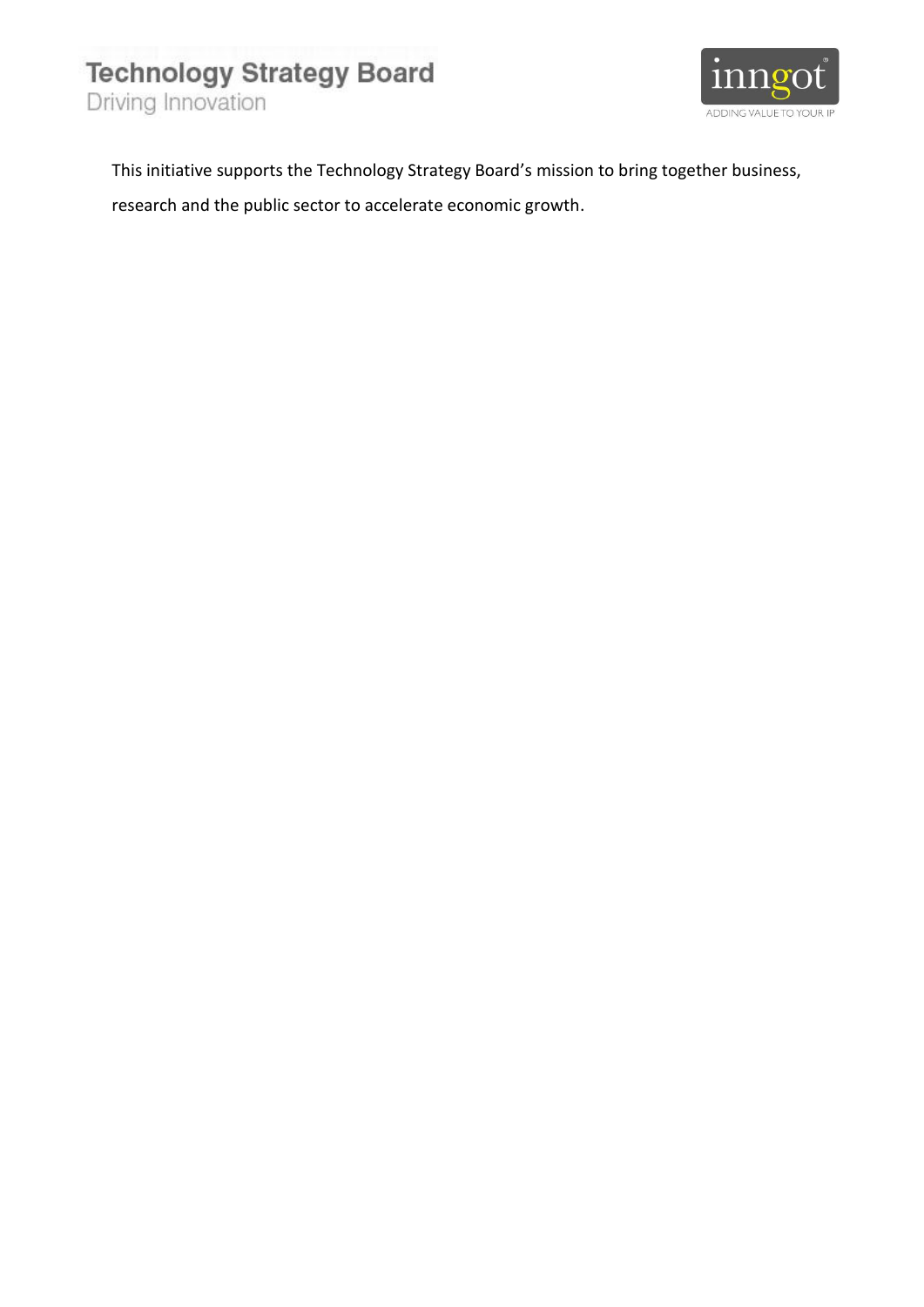This initiative supports the Technology Strategy Board's mission to bring together business, research and the public sector to accelerate economic growth.